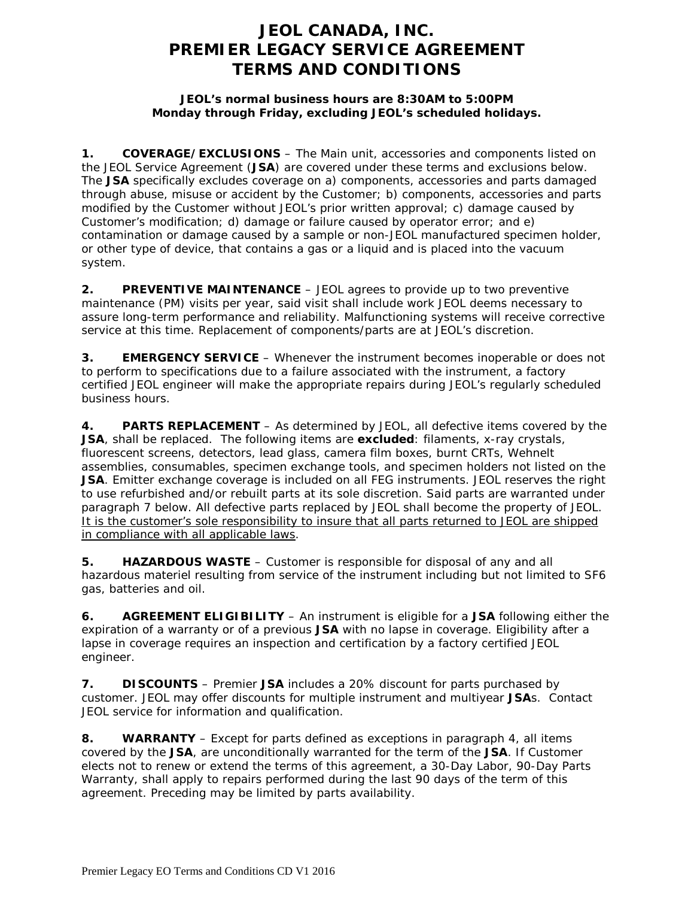# JEOL CANADA, INC.
# PREMIER LEGACY SERVICE AGREEMENT
# TERMS AND CONDITIONS

**JEOL's normal business hours are 8:30AM to 5:00PM**
**Monday through Friday, excluding JEOL's scheduled holidays.**

**1. COVERAGE/EXCLUSIONS** – The Main unit, accessories and components listed on the JEOL Service Agreement (**JSA**) are covered under these terms and exclusions below. The **JSA** specifically excludes coverage on a) components, accessories and parts damaged through abuse, misuse or accident by the Customer; b) components, accessories and parts modified by the Customer without JEOL's prior written approval; c) damage caused by Customer's modification; d) damage or failure caused by operator error; and e) contamination or damage caused by a sample or non-JEOL manufactured specimen holder, or other type of device, that contains a gas or a liquid and is placed into the vacuum system.

**2. PREVENTIVE MAINTENANCE** – JEOL agrees to provide up to two preventive maintenance (PM) visits per year, said visit shall include work JEOL deems necessary to assure long-term performance and reliability. Malfunctioning systems will receive corrective service at this time. Replacement of components/parts are at JEOL's discretion.

**3. EMERGENCY SERVICE** – Whenever the instrument becomes inoperable or does not to perform to specifications due to a failure associated with the instrument, a factory certified JEOL engineer will make the appropriate repairs during JEOL's regularly scheduled business hours.

**4. PARTS REPLACEMENT** – As determined by JEOL, all defective items covered by the **JSA**, shall be replaced. The following items are **excluded**: filaments, x-ray crystals, fluorescent screens, detectors, lead glass, camera film boxes, burnt CRTs, Wehnelt assemblies, consumables, specimen exchange tools, and specimen holders not listed on the **JSA**. Emitter exchange coverage is included on all FEG instruments. JEOL reserves the right to use refurbished and/or rebuilt parts at its sole discretion. Said parts are warranted under paragraph 7 below. All defective parts replaced by JEOL shall become the property of JEOL. <u>It is the customer's sole responsibility to insure that all parts returned to JEOL are shipped in compliance with all applicable laws</u>.

**5. HAZARDOUS WASTE** – Customer is responsible for disposal of any and all hazardous materiel resulting from service of the instrument including but not limited to SF6 gas, batteries and oil.

**6. AGREEMENT ELIGIBILITY** – An instrument is eligible for a **JSA** following either the expiration of a warranty or of a previous **JSA** with no lapse in coverage. Eligibility after a lapse in coverage requires an inspection and certification by a factory certified JEOL engineer.

**7. DISCOUNTS** – Premier **JSA** includes a 20% discount for parts purchased by customer. JEOL may offer discounts for multiple instrument and multiyear **JSA**s. Contact JEOL service for information and qualification.

**8. WARRANTY** – Except for parts defined as exceptions in paragraph 4, all items covered by the **JSA**, are unconditionally warranted for the term of the **JSA**. If Customer elects not to renew or extend the terms of this agreement, a 30-Day Labor, 90-Day Parts Warranty, shall apply to repairs performed during the last 90 days of the term of this agreement. Preceding may be limited by parts availability.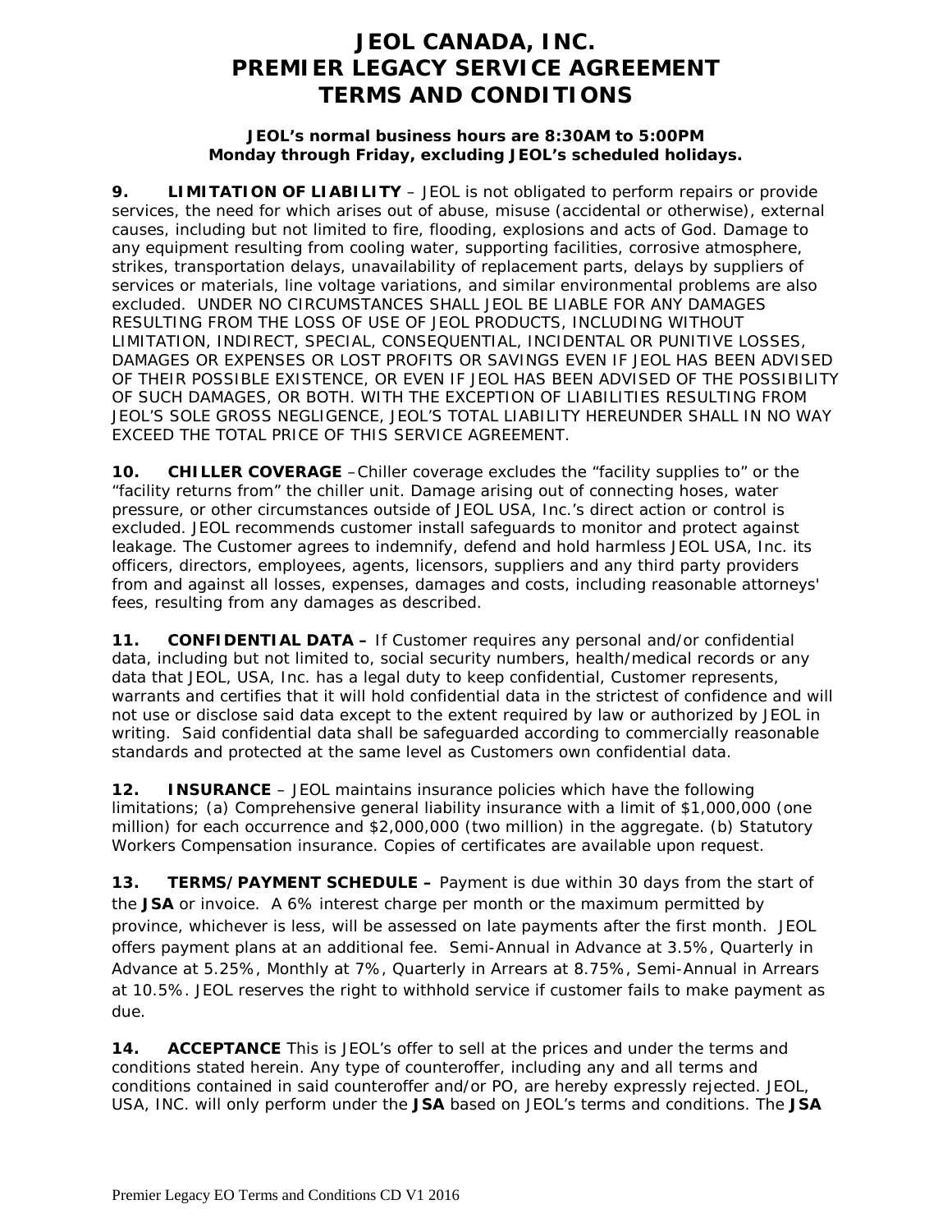# JEOL CANADA, INC.
# PREMIER LEGACY SERVICE AGREEMENT
# TERMS AND CONDITIONS

**JEOL's normal business hours are 8:30AM to 5:00PM**
**Monday through Friday, excluding JEOL's scheduled holidays.**

**9. LIMITATION OF LIABILITY** – JEOL is not obligated to perform repairs or provide services, the need for which arises out of abuse, misuse (accidental or otherwise), external causes, including but not limited to fire, flooding, explosions and acts of God. Damage to any equipment resulting from cooling water, supporting facilities, corrosive atmosphere, strikes, transportation delays, unavailability of replacement parts, delays by suppliers of services or materials, line voltage variations, and similar environmental problems are also excluded. UNDER NO CIRCUMSTANCES SHALL JEOL BE LIABLE FOR ANY DAMAGES RESULTING FROM THE LOSS OF USE OF JEOL PRODUCTS, INCLUDING WITHOUT LIMITATION, INDIRECT, SPECIAL, CONSEQUENTIAL, INCIDENTAL OR PUNITIVE LOSSES, DAMAGES OR EXPENSES OR LOST PROFITS OR SAVINGS EVEN IF JEOL HAS BEEN ADVISED OF THEIR POSSIBLE EXISTENCE, OR EVEN IF JEOL HAS BEEN ADVISED OF THE POSSIBILITY OF SUCH DAMAGES, OR BOTH. WITH THE EXCEPTION OF LIABILITIES RESULTING FROM JEOL'S SOLE GROSS NEGLIGENCE, JEOL'S TOTAL LIABILITY HEREUNDER SHALL IN NO WAY EXCEED THE TOTAL PRICE OF THIS SERVICE AGREEMENT.

**10. CHILLER COVERAGE** –Chiller coverage excludes the "facility supplies to" or the "facility returns from" the chiller unit. Damage arising out of connecting hoses, water pressure, or other circumstances outside of JEOL USA, Inc.'s direct action or control is excluded. JEOL recommends customer install safeguards to monitor and protect against leakage. The Customer agrees to indemnify, defend and hold harmless JEOL USA, Inc. its officers, directors, employees, agents, licensors, suppliers and any third party providers from and against all losses, expenses, damages and costs, including reasonable attorneys' fees, resulting from any damages as described.

**11. CONFIDENTIAL DATA –** If Customer requires any personal and/or confidential data, including but not limited to, social security numbers, health/medical records or any data that JEOL, USA, Inc. has a legal duty to keep confidential, Customer represents, warrants and certifies that it will hold confidential data in the strictest of confidence and will not use or disclose said data except to the extent required by law or authorized by JEOL in writing. Said confidential data shall be safeguarded according to commercially reasonable standards and protected at the same level as Customers own confidential data.

**12. INSURANCE** – JEOL maintains insurance policies which have the following limitations; (a) Comprehensive general liability insurance with a limit of $1,000,000 (one million) for each occurrence and $2,000,000 (two million) in the aggregate. (b) Statutory Workers Compensation insurance. Copies of certificates are available upon request.

**13. TERMS/PAYMENT SCHEDULE –** Payment is due within 30 days from the start of the **JSA** or invoice. A 6% interest charge per month or the maximum permitted by province, whichever is less, will be assessed on late payments after the first month. JEOL offers payment plans at an additional fee. Semi-Annual in Advance at 3.5%, Quarterly in Advance at 5.25%, Monthly at 7%, Quarterly in Arrears at 8.75%, Semi-Annual in Arrears at 10.5%. JEOL reserves the right to withhold service if customer fails to make payment as due.

**14. ACCEPTANCE** This is JEOL's offer to sell at the prices and under the terms and conditions stated herein. Any type of counteroffer, including any and all terms and conditions contained in said counteroffer and/or PO, are hereby expressly rejected. JEOL, USA, INC. will only perform under the **JSA** based on JEOL's terms and conditions. The **JSA**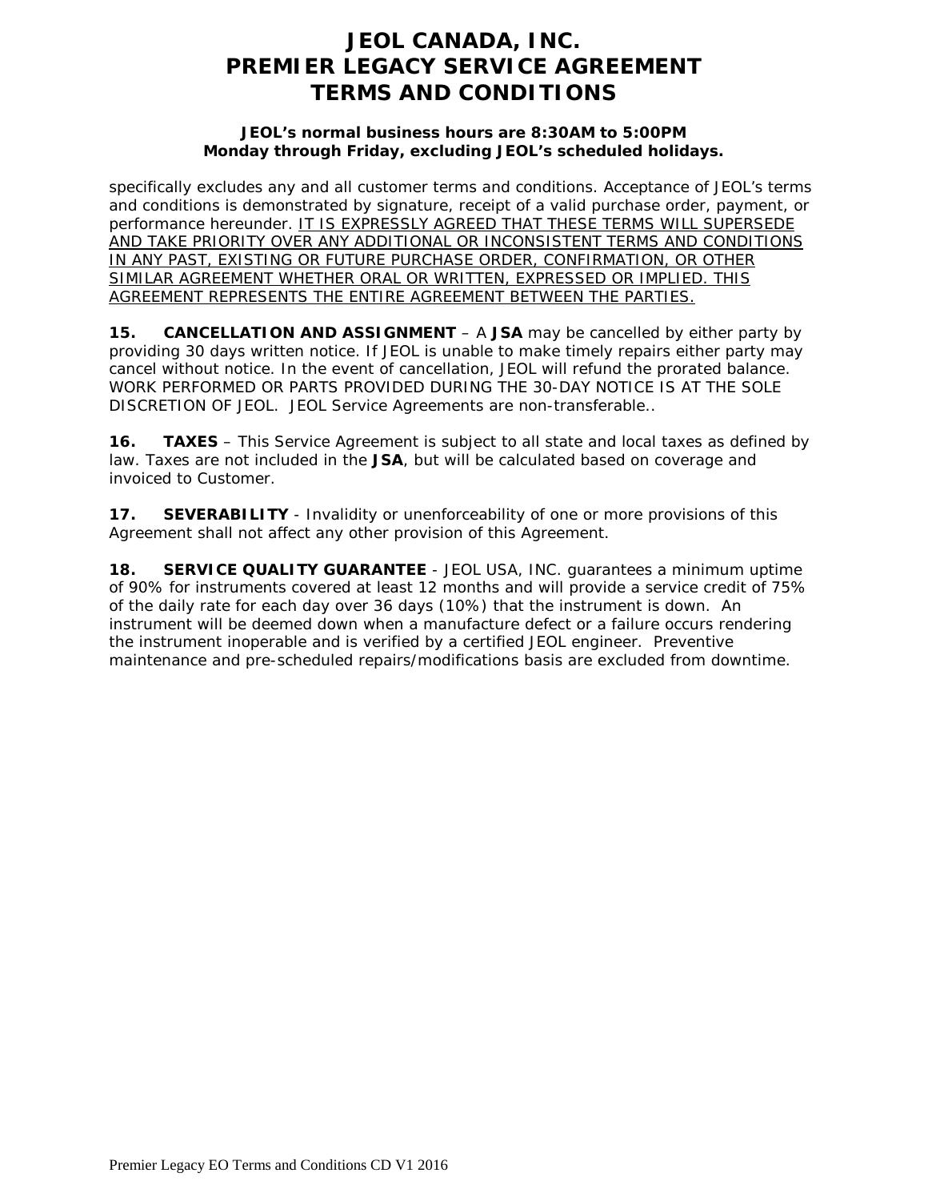# JEOL CANADA, INC.
# PREMIER LEGACY SERVICE AGREEMENT
# TERMS AND CONDITIONS

**JEOL's normal business hours are 8:30AM to 5:00PM Monday through Friday, excluding JEOL's scheduled holidays.**

specifically excludes any and all customer terms and conditions. Acceptance of JEOL's terms and conditions is demonstrated by signature, receipt of a valid purchase order, payment, or performance hereunder. IT IS EXPRESSLY AGREED THAT THESE TERMS WILL SUPERSEDE AND TAKE PRIORITY OVER ANY ADDITIONAL OR INCONSISTENT TERMS AND CONDITIONS IN ANY PAST, EXISTING OR FUTURE PURCHASE ORDER, CONFIRMATION, OR OTHER SIMILAR AGREEMENT WHETHER ORAL OR WRITTEN, EXPRESSED OR IMPLIED. THIS AGREEMENT REPRESENTS THE ENTIRE AGREEMENT BETWEEN THE PARTIES.

**15. CANCELLATION AND ASSIGNMENT** – A **JSA** may be cancelled by either party by providing 30 days written notice. If JEOL is unable to make timely repairs either party may cancel without notice. In the event of cancellation, JEOL will refund the prorated balance. WORK PERFORMED OR PARTS PROVIDED DURING THE 30-DAY NOTICE IS AT THE SOLE DISCRETION OF JEOL. JEOL Service Agreements are non-transferable..

**16. TAXES** – This Service Agreement is subject to all state and local taxes as defined by law. Taxes are not included in the **JSA**, but will be calculated based on coverage and invoiced to Customer.

**17. SEVERABILITY** - Invalidity or unenforceability of one or more provisions of this Agreement shall not affect any other provision of this Agreement.

**18. SERVICE QUALITY GUARANTEE** - JEOL USA, INC. guarantees a minimum uptime of 90% for instruments covered at least 12 months and will provide a service credit of 75% of the daily rate for each day over 36 days (10%) that the instrument is down. An instrument will be deemed down when a manufacture defect or a failure occurs rendering the instrument inoperable and is verified by a certified JEOL engineer. Preventive maintenance and pre-scheduled repairs/modifications basis are excluded from downtime.